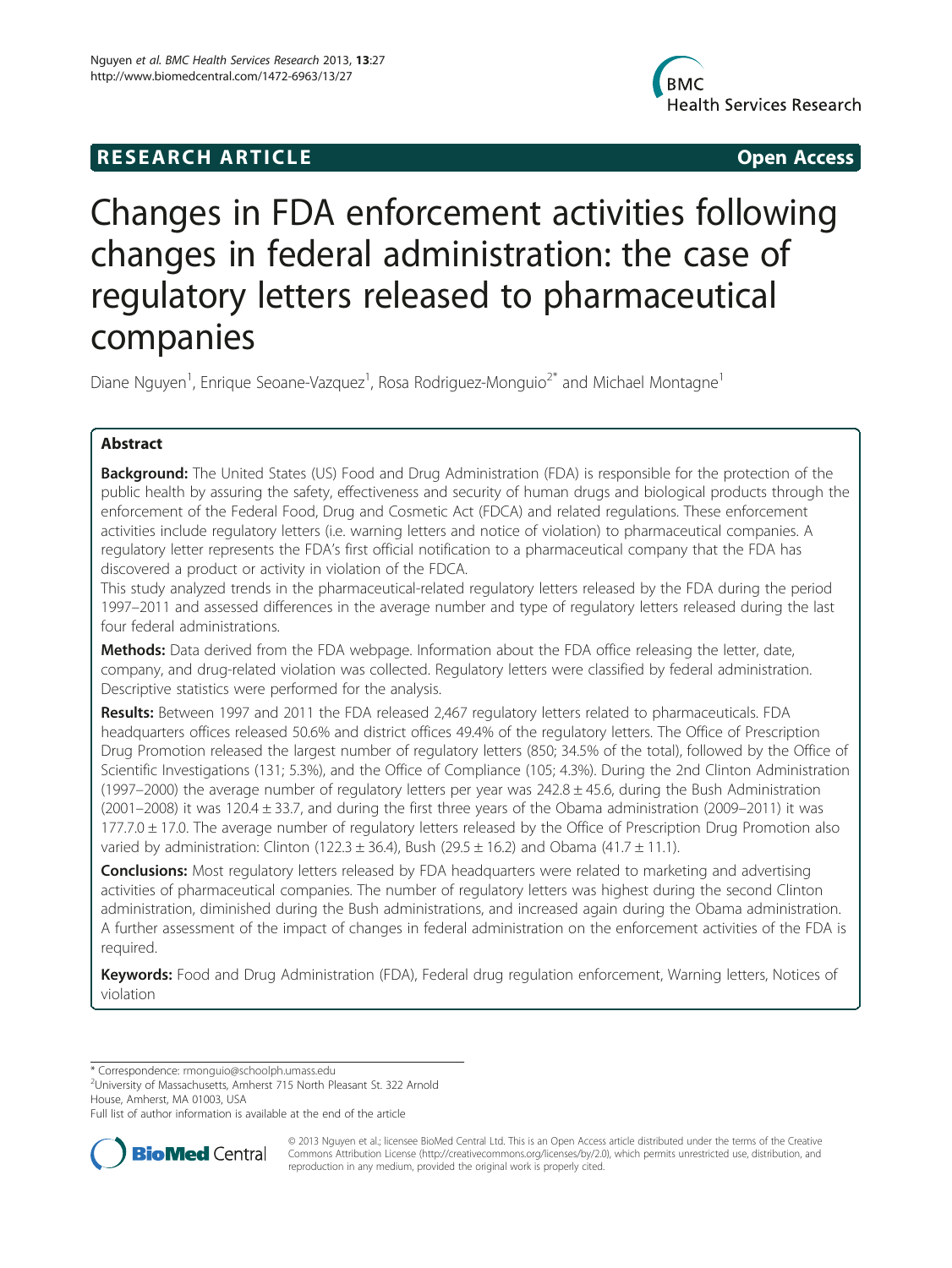RESEARCH ARTICLE Open Access

# Changes in FDA enforcement activities following changes in federal administration: the case of regulatory letters released to pharmaceutical companies

Diane Nguyen[1], Enrique Seoane-Vazquez[1], Rosa Rodriguez-Monguio[2*] and Michael Montagne[1]

## Abstract

**Background:** The United States (US) Food and Drug Administration (FDA) is responsible for the protection of the public health by assuring the safety, effectiveness and security of human drugs and biological products through the enforcement of the Federal Food, Drug and Cosmetic Act (FDCA) and related regulations. These enforcement activities include regulatory letters (i.e. warning letters and notice of violation) to pharmaceutical companies. A regulatory letter represents the FDA's first official notification to a pharmaceutical company that the FDA has discovered a product or activity in violation of the FDCA.

This study analyzed trends in the pharmaceutical-related regulatory letters released by the FDA during the period 1997–2011 and assessed differences in the average number and type of regulatory letters released during the last four federal administrations.

**Methods:** Data derived from the FDA webpage. Information about the FDA office releasing the letter, date, company, and drug-related violation was collected. Regulatory letters were classified by federal administration. Descriptive statistics were performed for the analysis.

**Results:** Between 1997 and 2011 the FDA released 2,467 regulatory letters related to pharmaceuticals. FDA headquarters offices released 50.6% and district offices 49.4% of the regulatory letters. The Office of Prescription Drug Promotion released the largest number of regulatory letters (850; 34.5% of the total), followed by the Office of Scientific Investigations (131; 5.3%), and the Office of Compliance (105; 4.3%). During the 2nd Clinton Administration (1997–2000) the average number of regulatory letters per year was $242.8 \pm 45.6$, during the Bush Administration (2001–2008) it was $120.4 \pm 33.7$, and during the first three years of the Obama administration (2009–2011) it was $177.7.0 \pm 17.0$. The average number of regulatory letters released by the Office of Prescription Drug Promotion also varied by administration: Clinton ($122.3 \pm 36.4$), Bush ($29.5 \pm 16.2$) and Obama ($41.7 \pm 11.1$).

**Conclusions:** Most regulatory letters released by FDA headquarters were related to marketing and advertising activities of pharmaceutical companies. The number of regulatory letters was highest during the second Clinton administration, diminished during the Bush administrations, and increased again during the Obama administration. A further assessment of the impact of changes in federal administration on the enforcement activities of the FDA is required.

**Keywords:** Food and Drug Administration (FDA), Federal drug regulation enforcement, Warning letters, Notices of violation

---

\* Correspondence: rmonguio@schoolph.umass.edu
[2]University of Massachusetts, Amherst 715 North Pleasant St. 322 Arnold House, Amherst, MA 01003, USA
Full list of author information is available at the end of the article

© 2013 Nguyen et al.; licensee BioMed Central Ltd. This is an Open Access article distributed under the terms of the Creative Commons Attribution License (http://creativecommons.org/licenses/by/2.0), which permits unrestricted use, distribution, and reproduction in any medium, provided the original work is properly cited.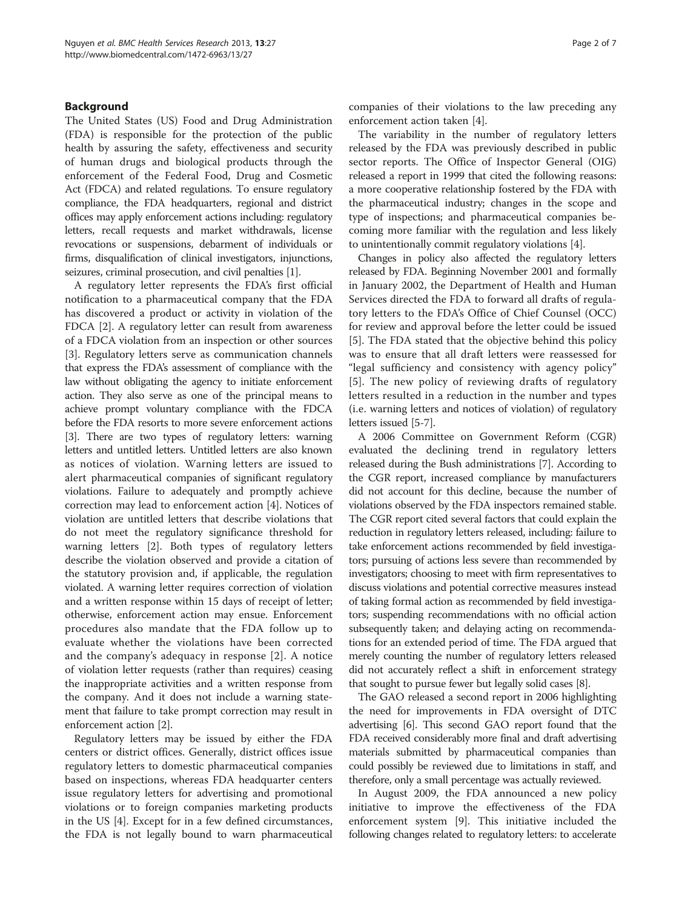## Background

The United States (US) Food and Drug Administration (FDA) is responsible for the protection of the public health by assuring the safety, effectiveness and security of human drugs and biological products through the enforcement of the Federal Food, Drug and Cosmetic Act (FDCA) and related regulations. To ensure regulatory compliance, the FDA headquarters, regional and district offices may apply enforcement actions including: regulatory letters, recall requests and market withdrawals, license revocations or suspensions, debarment of individuals or firms, disqualification of clinical investigators, injunctions, seizures, criminal prosecution, and civil penalties [1].

A regulatory letter represents the FDA's first official notification to a pharmaceutical company that the FDA has discovered a product or activity in violation of the FDCA [2]. A regulatory letter can result from awareness of a FDCA violation from an inspection or other sources [3]. Regulatory letters serve as communication channels that express the FDA's assessment of compliance with the law without obligating the agency to initiate enforcement action. They also serve as one of the principal means to achieve prompt voluntary compliance with the FDCA before the FDA resorts to more severe enforcement actions [3]. There are two types of regulatory letters: warning letters and untitled letters. Untitled letters are also known as notices of violation. Warning letters are issued to alert pharmaceutical companies of significant regulatory violations. Failure to adequately and promptly achieve correction may lead to enforcement action [4]. Notices of violation are untitled letters that describe violations that do not meet the regulatory significance threshold for warning letters [2]. Both types of regulatory letters describe the violation observed and provide a citation of the statutory provision and, if applicable, the regulation violated. A warning letter requires correction of violation and a written response within 15 days of receipt of letter; otherwise, enforcement action may ensue. Enforcement procedures also mandate that the FDA follow up to evaluate whether the violations have been corrected and the company's adequacy in response [2]. A notice of violation letter requests (rather than requires) ceasing the inappropriate activities and a written response from the company. And it does not include a warning statement that failure to take prompt correction may result in enforcement action [2].

Regulatory letters may be issued by either the FDA centers or district offices. Generally, district offices issue regulatory letters to domestic pharmaceutical companies based on inspections, whereas FDA headquarter centers issue regulatory letters for advertising and promotional violations or to foreign companies marketing products in the US [4]. Except for in a few defined circumstances, the FDA is not legally bound to warn pharmaceutical companies of their violations to the law preceding any enforcement action taken [4].

The variability in the number of regulatory letters released by the FDA was previously described in public sector reports. The Office of Inspector General (OIG) released a report in 1999 that cited the following reasons: a more cooperative relationship fostered by the FDA with the pharmaceutical industry; changes in the scope and type of inspections; and pharmaceutical companies becoming more familiar with the regulation and less likely to unintentionally commit regulatory violations [4].

Changes in policy also affected the regulatory letters released by FDA. Beginning November 2001 and formally in January 2002, the Department of Health and Human Services directed the FDA to forward all drafts of regulatory letters to the FDA's Office of Chief Counsel (OCC) for review and approval before the letter could be issued [5]. The FDA stated that the objective behind this policy was to ensure that all draft letters were reassessed for "legal sufficiency and consistency with agency policy" [5]. The new policy of reviewing drafts of regulatory letters resulted in a reduction in the number and types (i.e. warning letters and notices of violation) of regulatory letters issued [5-7].

A 2006 Committee on Government Reform (CGR) evaluated the declining trend in regulatory letters released during the Bush administrations [7]. According to the CGR report, increased compliance by manufacturers did not account for this decline, because the number of violations observed by the FDA inspectors remained stable. The CGR report cited several factors that could explain the reduction in regulatory letters released, including: failure to take enforcement actions recommended by field investigators; pursuing of actions less severe than recommended by investigators; choosing to meet with firm representatives to discuss violations and potential corrective measures instead of taking formal action as recommended by field investigators; suspending recommendations with no official action subsequently taken; and delaying acting on recommendations for an extended period of time. The FDA argued that merely counting the number of regulatory letters released did not accurately reflect a shift in enforcement strategy that sought to pursue fewer but legally solid cases [8].

The GAO released a second report in 2006 highlighting the need for improvements in FDA oversight of DTC advertising [6]. This second GAO report found that the FDA received considerably more final and draft advertising materials submitted by pharmaceutical companies than could possibly be reviewed due to limitations in staff, and therefore, only a small percentage was actually reviewed.

In August 2009, the FDA announced a new policy initiative to improve the effectiveness of the FDA enforcement system [9]. This initiative included the following changes related to regulatory letters: to accelerate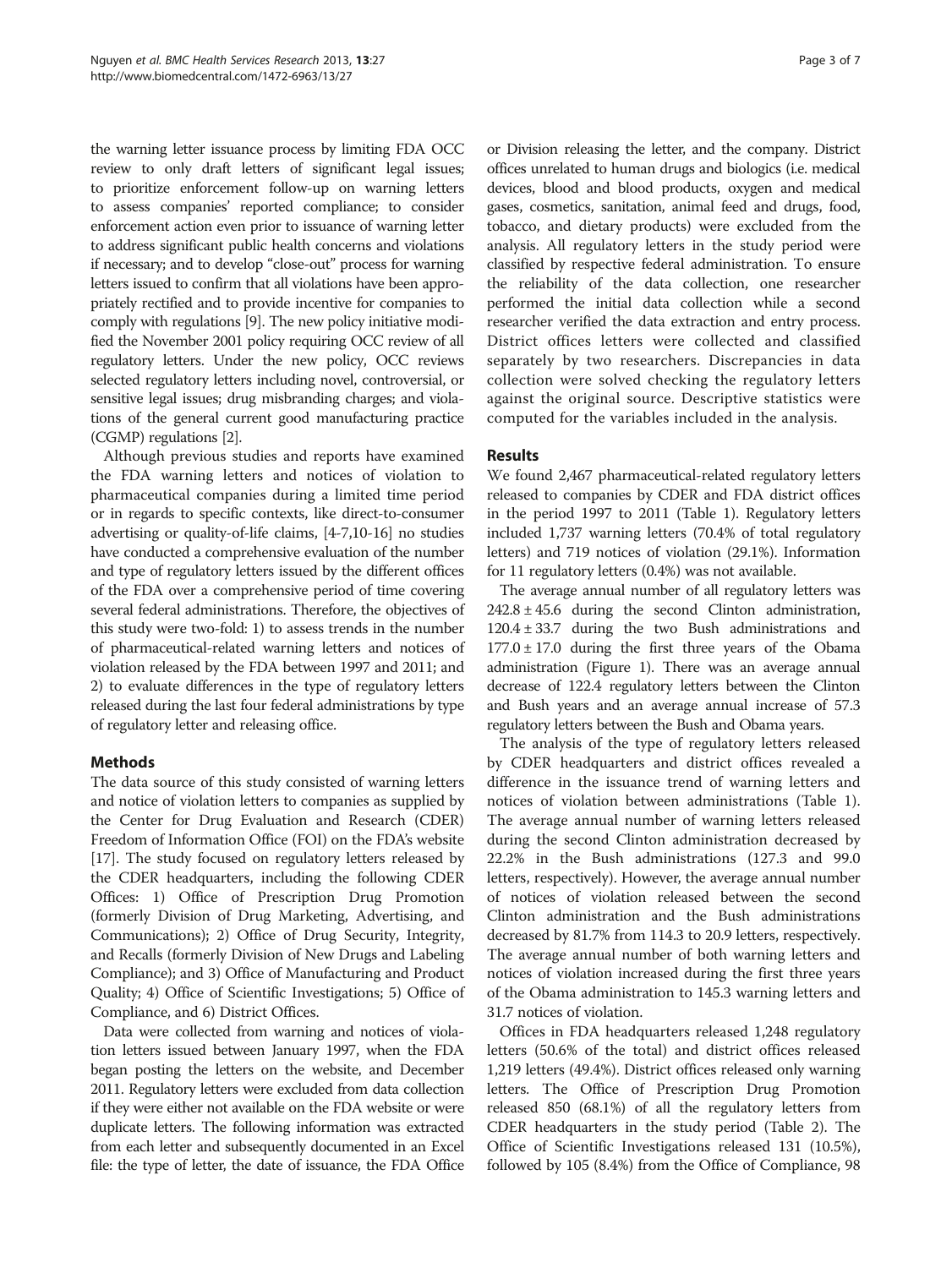the warning letter issuance process by limiting FDA OCC review to only draft letters of significant legal issues; to prioritize enforcement follow-up on warning letters to assess companies' reported compliance; to consider enforcement action even prior to issuance of warning letter to address significant public health concerns and violations if necessary; and to develop "close-out" process for warning letters issued to confirm that all violations have been appropriately rectified and to provide incentive for companies to comply with regulations [9]. The new policy initiative modified the November 2001 policy requiring OCC review of all regulatory letters. Under the new policy, OCC reviews selected regulatory letters including novel, controversial, or sensitive legal issues; drug misbranding charges; and violations of the general current good manufacturing practice (CGMP) regulations [2].

Although previous studies and reports have examined the FDA warning letters and notices of violation to pharmaceutical companies during a limited time period or in regards to specific contexts, like direct-to-consumer advertising or quality-of-life claims, [4-7,10-16] no studies have conducted a comprehensive evaluation of the number and type of regulatory letters issued by the different offices of the FDA over a comprehensive period of time covering several federal administrations. Therefore, the objectives of this study were two-fold: 1) to assess trends in the number of pharmaceutical-related warning letters and notices of violation released by the FDA between 1997 and 2011; and 2) to evaluate differences in the type of regulatory letters released during the last four federal administrations by type of regulatory letter and releasing office.

## Methods

The data source of this study consisted of warning letters and notice of violation letters to companies as supplied by the Center for Drug Evaluation and Research (CDER) Freedom of Information Office (FOI) on the FDA's website [17]. The study focused on regulatory letters released by the CDER headquarters, including the following CDER Offices: 1) Office of Prescription Drug Promotion (formerly Division of Drug Marketing, Advertising, and Communications); 2) Office of Drug Security, Integrity, and Recalls (formerly Division of New Drugs and Labeling Compliance); and 3) Office of Manufacturing and Product Quality; 4) Office of Scientific Investigations; 5) Office of Compliance, and 6) District Offices.

Data were collected from warning and notices of violation letters issued between January 1997, when the FDA began posting the letters on the website, and December 2011. Regulatory letters were excluded from data collection if they were either not available on the FDA website or were duplicate letters. The following information was extracted from each letter and subsequently documented in an Excel file: the type of letter, the date of issuance, the FDA Office or Division releasing the letter, and the company. District offices unrelated to human drugs and biologics (i.e. medical devices, blood and blood products, oxygen and medical gases, cosmetics, sanitation, animal feed and drugs, food, tobacco, and dietary products) were excluded from the analysis. All regulatory letters in the study period were classified by respective federal administration. To ensure the reliability of the data collection, one researcher performed the initial data collection while a second researcher verified the data extraction and entry process. District offices letters were collected and classified separately by two researchers. Discrepancies in data collection were solved checking the regulatory letters against the original source. Descriptive statistics were computed for the variables included in the analysis.

## Results

We found 2,467 pharmaceutical-related regulatory letters released to companies by CDER and FDA district offices in the period 1997 to 2011 (Table 1). Regulatory letters included 1,737 warning letters (70.4% of total regulatory letters) and 719 notices of violation (29.1%). Information for 11 regulatory letters (0.4%) was not available.

The average annual number of all regulatory letters was $242.8 \pm 45.6$ during the second Clinton administration, $120.4 \pm 33.7$ during the two Bush administrations and $177.0 \pm 17.0$ during the first three years of the Obama administration (Figure 1). There was an average annual decrease of 122.4 regulatory letters between the Clinton and Bush years and an average annual increase of 57.3 regulatory letters between the Bush and Obama years.

The analysis of the type of regulatory letters released by CDER headquarters and district offices revealed a difference in the issuance trend of warning letters and notices of violation between administrations (Table 1). The average annual number of warning letters released during the second Clinton administration decreased by 22.2% in the Bush administrations (127.3 and 99.0 letters, respectively). However, the average annual number of notices of violation released between the second Clinton administration and the Bush administrations decreased by 81.7% from 114.3 to 20.9 letters, respectively. The average annual number of both warning letters and notices of violation increased during the first three years of the Obama administration to 145.3 warning letters and 31.7 notices of violation.

Offices in FDA headquarters released 1,248 regulatory letters (50.6% of the total) and district offices released 1,219 letters (49.4%). District offices released only warning letters. The Office of Prescription Drug Promotion released 850 (68.1%) of all the regulatory letters from CDER headquarters in the study period (Table 2). The Office of Scientific Investigations released 131 (10.5%), followed by 105 (8.4%) from the Office of Compliance, 98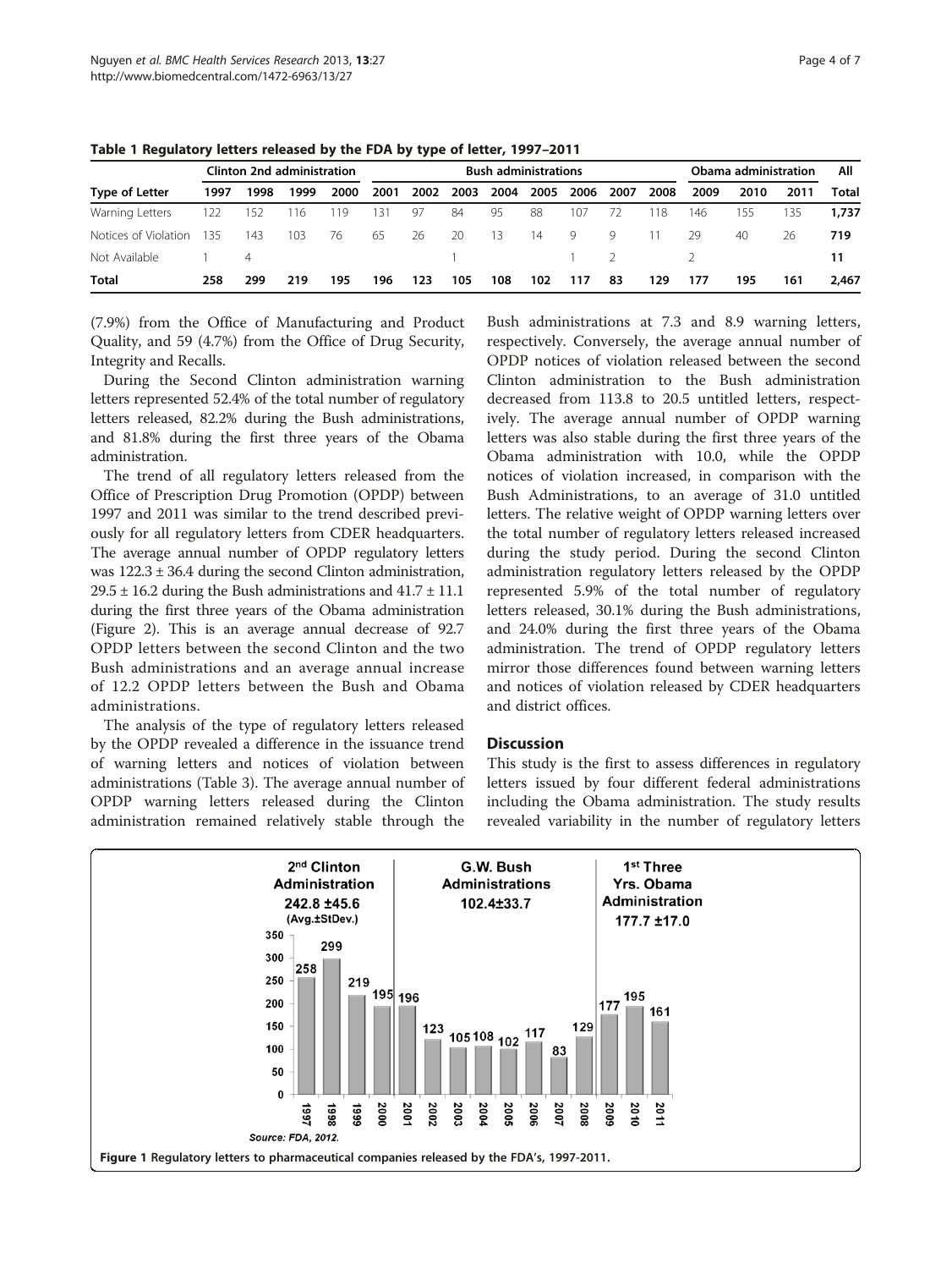**Table 1 Regulatory letters released by the FDA by type of letter, 1997–2011**

| | Clinton 2nd administration | | | | Bush administrations | | | | | | | | Obama administration | | | All |
|---|---|---|---|---|---|---|---|---|---|---|---|---|---|---|---|---|
| **Type of Letter** | **1997** | **1998** | **1999** | **2000** | **2001** | **2002** | **2003** | **2004** | **2005** | **2006** | **2007** | **2008** | **2009** | **2010** | **2011** | **Total** |
| Warning Letters | 122 | 152 | 116 | 119 | 131 | 97 | 84 | 95 | 88 | 107 | 72 | 118 | 146 | 155 | 135 | **1,737** |
| Notices of Violation | 135 | 143 | 103 | 76 | 65 | 26 | 20 | 13 | 14 | 9 | 9 | 11 | 29 | 40 | 26 | **719** |
| Not Available | 1 | 4 | | | | | 1 | | | 1 | 2 | | 2 | | | **11** |
| **Total** | **258** | **299** | **219** | **195** | **196** | **123** | **105** | **108** | **102** | **117** | **83** | **129** | **177** | **195** | **161** | **2,467** |

(7.9%) from the Office of Manufacturing and Product Quality, and 59 (4.7%) from the Office of Drug Security, Integrity and Recalls.

During the Second Clinton administration warning letters represented 52.4% of the total number of regulatory letters released, 82.2% during the Bush administrations, and 81.8% during the first three years of the Obama administration.

The trend of all regulatory letters released from the Office of Prescription Drug Promotion (OPDP) between 1997 and 2011 was similar to the trend described previously for all regulatory letters from CDER headquarters. The average annual number of OPDP regulatory letters was 122.3 ± 36.4 during the second Clinton administration, 29.5 ± 16.2 during the Bush administrations and 41.7 ± 11.1 during the first three years of the Obama administration (Figure 2). This is an average annual decrease of 92.7 OPDP letters between the second Clinton and the two Bush administrations and an average annual increase of 12.2 OPDP letters between the Bush and Obama administrations.

The analysis of the type of regulatory letters released by the OPDP revealed a difference in the issuance trend of warning letters and notices of violation between administrations (Table 3). The average annual number of OPDP warning letters released during the Clinton administration remained relatively stable through the Bush administrations at 7.3 and 8.9 warning letters, respectively. Conversely, the average annual number of OPDP notices of violation released between the second Clinton administration to the Bush administration decreased from 113.8 to 20.5 untitled letters, respectively. The average annual number of OPDP warning letters was also stable during the first three years of the Obama administration with 10.0, while the OPDP notices of violation increased, in comparison with the Bush Administrations, to an average of 31.0 untitled letters. The relative weight of OPDP warning letters over the total number of regulatory letters released increased during the study period. During the second Clinton administration regulatory letters released by the OPDP represented 5.9% of the total number of regulatory letters released, 30.1% during the Bush administrations, and 24.0% during the first three years of the Obama administration. The trend of OPDP regulatory letters mirror those differences found between warning letters and notices of violation released by CDER headquarters and district offices.

## Discussion

This study is the first to assess differences in regulatory letters issued by four different federal administrations including the Obama administration. The study results revealed variability in the number of regulatory letters

**Figure 1** Regulatory letters to pharmaceutical companies released by the FDA's, 1997-2011.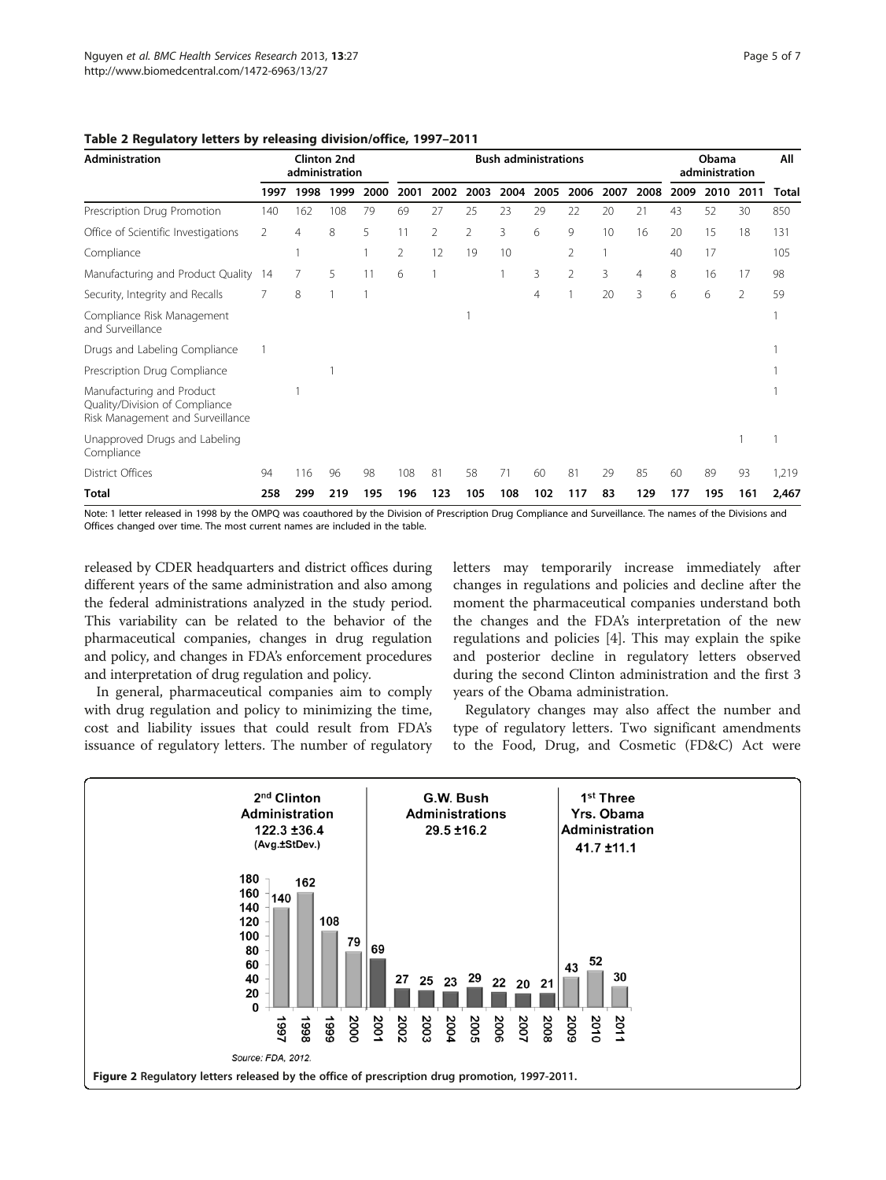**Table 2 Regulatory letters by releasing division/office, 1997–2011**

| Administration | Clinton 2nd administration | | | | Bush administrations | | | | | | | | Obama administration | | | All |
|---|---|---|---|---|---|---|---|---|---|---|---|---|---|---|---|---|
| | 1997 | 1998 | 1999 | 2000 | 2001 | 2002 | 2003 | 2004 | 2005 | 2006 | 2007 | 2008 | 2009 | 2010 | 2011 | Total |
| Prescription Drug Promotion | 140 | 162 | 108 | 79 | 69 | 27 | 25 | 23 | 29 | 22 | 20 | 21 | 43 | 52 | 30 | 850 |
| Office of Scientific Investigations | 2 | 4 | 8 | 5 | 11 | 2 | 2 | 3 | 6 | 9 | 10 | 16 | 20 | 15 | 18 | 131 |
| Compliance | | 1 | | 1 | 2 | 12 | 19 | 10 | | 2 | 1 | | 40 | 17 | | 105 |
| Manufacturing and Product Quality | 14 | 7 | 5 | 11 | 6 | 1 | | 1 | 3 | 2 | 3 | 4 | 8 | 16 | 17 | 98 |
| Security, Integrity and Recalls | 7 | 8 | 1 | 1 | | | | | 4 | 1 | 20 | 3 | 6 | 6 | 2 | 59 |
| Compliance Risk Management and Surveillance | | | | | | | 1 | | | | | | | | | 1 |
| Drugs and Labeling Compliance | 1 | | | | | | | | | | | | | | | 1 |
| Prescription Drug Compliance | | | 1 | | | | | | | | | | | | | 1 |
| Manufacturing and Product Quality/Division of Compliance Risk Management and Surveillance | | 1 | | | | | | | | | | | | | | 1 |
| Unapproved Drugs and Labeling Compliance | | | | | | | | | | | | | | | 1 | 1 |
| District Offices | 94 | 116 | 96 | 98 | 108 | 81 | 58 | 71 | 60 | 81 | 29 | 85 | 60 | 89 | 93 | 1,219 |
| **Total** | **258** | **299** | **219** | **195** | **196** | **123** | **105** | **108** | **102** | **117** | **83** | **129** | **177** | **195** | **161** | **2,467** |

Note: 1 letter released in 1998 by the OMPQ was coauthored by the Division of Prescription Drug Compliance and Surveillance. The names of the Divisions and Offices changed over time. The most current names are included in the table.

released by CDER headquarters and district offices during different years of the same administration and also among the federal administrations analyzed in the study period. This variability can be related to the behavior of the pharmaceutical companies, changes in drug regulation and policy, and changes in FDA's enforcement procedures and interpretation of drug regulation and policy.

In general, pharmaceutical companies aim to comply with drug regulation and policy to minimizing the time, cost and liability issues that could result from FDA's issuance of regulatory letters. The number of regulatory letters may temporarily increase immediately after changes in regulations and policies and decline after the moment the pharmaceutical companies understand both the changes and the FDA's interpretation of the new regulations and policies [4]. This may explain the spike and posterior decline in regulatory letters observed during the second Clinton administration and the first 3 years of the Obama administration.

Regulatory changes may also affect the number and type of regulatory letters. Two significant amendments to the Food, Drug, and Cosmetic (FD&C) Act were

**Figure 2 Regulatory letters released by the office of prescription drug promotion, 1997-2011.**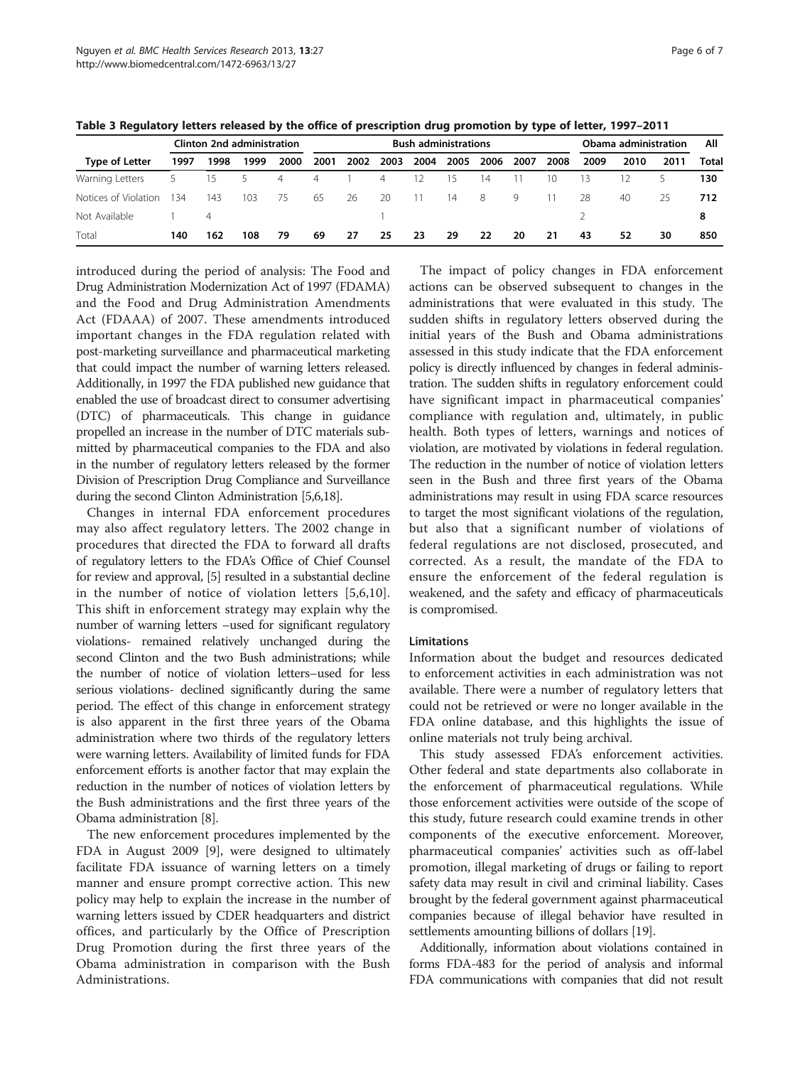**Table 3 Regulatory letters released by the office of prescription drug promotion by type of letter, 1997–2011**

| | Clinton 2nd administration | | | | Bush administrations | | | | | | | | Obama administration | | | All |
|---|---|---|---|---|---|---|---|---|---|---|---|---|---|---|---|---|
| Type of Letter | 1997 | 1998 | 1999 | 2000 | 2001 | 2002 | 2003 | 2004 | 2005 | 2006 | 2007 | 2008 | 2009 | 2010 | 2011 | Total |
| Warning Letters | 5 | 15 | 5 | 4 | 4 | 1 | 4 | 12 | 15 | 14 | 11 | 10 | 13 | 12 | 5 | **130** |
| Notices of Violation | 134 | 143 | 103 | 75 | 65 | 26 | 20 | 11 | 14 | 8 | 9 | 11 | 28 | 40 | 25 | **712** |
| Not Available | 1 | 4 | | | | | 1 | | | | | | 2 | | | **8** |
| Total | **140** | **162** | **108** | **79** | **69** | **27** | **25** | **23** | **29** | **22** | **20** | **21** | **43** | **52** | **30** | **850** |

introduced during the period of analysis: The Food and Drug Administration Modernization Act of 1997 (FDAMA) and the Food and Drug Administration Amendments Act (FDAAA) of 2007. These amendments introduced important changes in the FDA regulation related with post-marketing surveillance and pharmaceutical marketing that could impact the number of warning letters released. Additionally, in 1997 the FDA published new guidance that enabled the use of broadcast direct to consumer advertising (DTC) of pharmaceuticals. This change in guidance propelled an increase in the number of DTC materials submitted by pharmaceutical companies to the FDA and also in the number of regulatory letters released by the former Division of Prescription Drug Compliance and Surveillance during the second Clinton Administration [5,6,18].

Changes in internal FDA enforcement procedures may also affect regulatory letters. The 2002 change in procedures that directed the FDA to forward all drafts of regulatory letters to the FDA's Office of Chief Counsel for review and approval, [5] resulted in a substantial decline in the number of notice of violation letters [5,6,10]. This shift in enforcement strategy may explain why the number of warning letters –used for significant regulatory violations- remained relatively unchanged during the second Clinton and the two Bush administrations; while the number of notice of violation letters–used for less serious violations- declined significantly during the same period. The effect of this change in enforcement strategy is also apparent in the first three years of the Obama administration where two thirds of the regulatory letters were warning letters. Availability of limited funds for FDA enforcement efforts is another factor that may explain the reduction in the number of notices of violation letters by the Bush administrations and the first three years of the Obama administration [8].

The new enforcement procedures implemented by the FDA in August 2009 [9], were designed to ultimately facilitate FDA issuance of warning letters on a timely manner and ensure prompt corrective action. This new policy may help to explain the increase in the number of warning letters issued by CDER headquarters and district offices, and particularly by the Office of Prescription Drug Promotion during the first three years of the Obama administration in comparison with the Bush Administrations.

The impact of policy changes in FDA enforcement actions can be observed subsequent to changes in the administrations that were evaluated in this study. The sudden shifts in regulatory letters observed during the initial years of the Bush and Obama administrations assessed in this study indicate that the FDA enforcement policy is directly influenced by changes in federal administration. The sudden shifts in regulatory enforcement could have significant impact in pharmaceutical companies' compliance with regulation and, ultimately, in public health. Both types of letters, warnings and notices of violation, are motivated by violations in federal regulation. The reduction in the number of notice of violation letters seen in the Bush and three first years of the Obama administrations may result in using FDA scarce resources to target the most significant violations of the regulation, but also that a significant number of violations of federal regulations are not disclosed, prosecuted, and corrected. As a result, the mandate of the FDA to ensure the enforcement of the federal regulation is weakened, and the safety and efficacy of pharmaceuticals is compromised.

### Limitations

Information about the budget and resources dedicated to enforcement activities in each administration was not available. There were a number of regulatory letters that could not be retrieved or were no longer available in the FDA online database, and this highlights the issue of online materials not truly being archival.

This study assessed FDA's enforcement activities. Other federal and state departments also collaborate in the enforcement of pharmaceutical regulations. While those enforcement activities were outside of the scope of this study, future research could examine trends in other components of the executive enforcement. Moreover, pharmaceutical companies' activities such as off-label promotion, illegal marketing of drugs or failing to report safety data may result in civil and criminal liability. Cases brought by the federal government against pharmaceutical companies because of illegal behavior have resulted in settlements amounting billions of dollars [19].

Additionally, information about violations contained in forms FDA-483 for the period of analysis and informal FDA communications with companies that did not result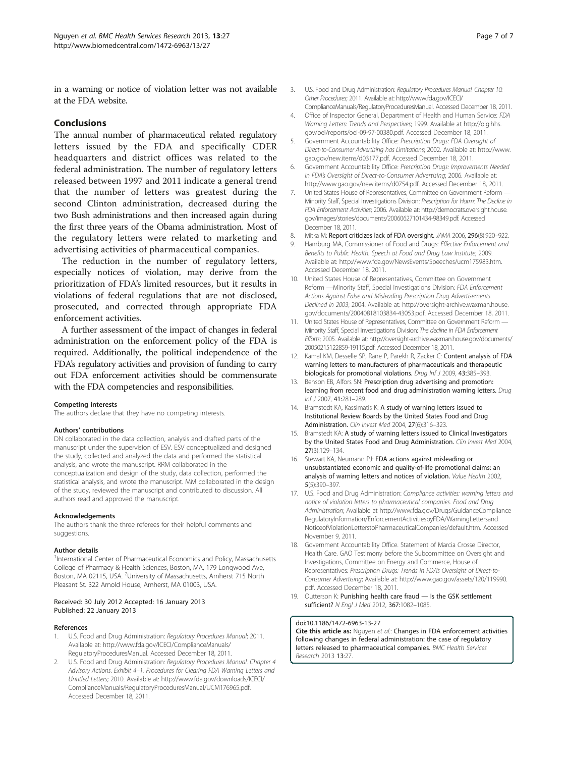in a warning or notice of violation letter was not available at the FDA website.

## Conclusions

The annual number of pharmaceutical related regulatory letters issued by the FDA and specifically CDER headquarters and district offices was related to the federal administration. The number of regulatory letters released between 1997 and 2011 indicate a general trend that the number of letters was greatest during the second Clinton administration, decreased during the two Bush administrations and then increased again during the first three years of the Obama administration. Most of the regulatory letters were related to marketing and advertising activities of pharmaceutical companies.

The reduction in the number of regulatory letters, especially notices of violation, may derive from the prioritization of FDA's limited resources, but it results in violations of federal regulations that are not disclosed, prosecuted, and corrected through appropriate FDA enforcement activities.

A further assessment of the impact of changes in federal administration on the enforcement policy of the FDA is required. Additionally, the political independence of the FDA's regulatory activities and provision of funding to carry out FDA enforcement activities should be commensurate with the FDA competencies and responsibilities.

#### Competing interests

The authors declare that they have no competing interests.

#### Authors' contributions

DN collaborated in the data collection, analysis and drafted parts of the manuscript under the supervision of ESV. ESV conceptualized and designed the study, collected and analyzed the data and performed the statistical analysis, and wrote the manuscript. RRM collaborated in the conceptualization and design of the study, data collection, performed the statistical analysis, and wrote the manuscript. MM collaborated in the design of the study, reviewed the manuscript and contributed to discussion. All authors read and approved the manuscript.

#### Acknowledgements

The authors thank the three referees for their helpful comments and suggestions.

#### Author details

[1]International Center of Pharmaceutical Economics and Policy, Massachusetts College of Pharmacy & Health Sciences, Boston, MA, 179 Longwood Ave, Boston, MA 02115, USA. [2]University of Massachusetts, Amherst 715 North Pleasant St. 322 Arnold House, Amherst, MA 01003, USA.

Received: 30 July 2012 Accepted: 16 January 2013
Published: 22 January 2013

#### References

1. U.S. Food and Drug Administration: *Regulatory Procedures Manual*; 2011. Available at: http://www.fda.gov/ICECI/ComplianceManuals/RegulatoryProceduresManual. Accessed December 18, 2011.
2. U.S. Food and Drug Administration: *Regulatory Procedures Manual. Chapter 4 Advisory Actions. Exhibit 4–1. Procedures for Clearing FDA Warning Letters and Untitled Letters*; 2010. Available at: http://www.fda.gov/downloads/ICECI/ComplianceManuals/RegulatoryProceduresManual/UCM176965.pdf. Accessed December 18, 2011.
3. U.S. Food and Drug Administration: *Regulatory Procedures Manual. Chapter 10: Other Procedures*; 2011. Available at: http://www.fda.gov/ICECI/ComplianceManuals/RegulatoryProceduresManual. Accessed December 18, 2011.
4. Office of Inspector General, Department of Health and Human Service: *FDA Warning Letters: Trends and Perspectives*; 1999. Available at http://oig.hhs.gov/oei/reports/oei-09-97-00380.pdf. Accessed December 18, 2011.
5. Government Accountability Office: *Prescription Drugs: FDA Oversight of Direct-to-Consumer Advertising has Limitations*; 2002. Available at: http://www.gao.gov/new.items/d03177.pdf. Accessed December 18, 2011.
6. Government Accountability Office: *Prescription Drugs: Improvements Needed in FDA's Oversight of Direct-to-Consumer Advertising*; 2006. Available at: http://www.gao.gov/new.items/d0754.pdf. Accessed December 18, 2011.
7. United States House of Representatives, Committee on Government Reform — Minority Staff, Special Investigations Division: *Prescription for Harm: The Decline in FDA Enforcement Activities*; 2006. Available at: http://democrats.oversight.house.gov/images/stories/documents/20060627101434-98349.pdf. Accessed December 18, 2011.
8. Mitka M: **Report criticizes lack of FDA oversight.** *JAMA* 2006, **296**(8):920–922.
9. Hamburg MA, Commissioner of Food and Drugs: *Effective Enforcement and Benefits to Public Health. Speech at Food and Drug Law Institute*; 2009. Available at: http://www.fda.gov/NewsEvents/Speeches/ucm175983.htm. Accessed December 18, 2011.
10. United States House of Representatives, Committee on Government Reform —Minority Staff, Special Investigations Division: *FDA Enforcement Actions Against False and Misleading Prescription Drug Advertisements Declined in 2003*; 2004. Available at: http://oversight-archive.waxman.house.gov/documents/20040818103834-43053.pdf. Accessed December 18, 2011.
11. United States House of Representatives, Committee on Government Reform — Minority Staff, Special Investigations Division: *The decline in FDA Enforcement Efforts*; 2005. Available at: http://oversight-archive.waxman.house.gov/documents/20050215122859-19115.pdf. Accessed December 18, 2011.
12. Kamal KM, Desselle SP, Rane P, Parekh R, Zacker C: **Content analysis of FDA warning letters to manufacturers of pharmaceuticals and therapeutic biologicals for promotional violations.** *Drug Inf J* 2009, **43:**385–393.
13. Benson EB, Alfors SN: **Prescription drug advertising and promotion: learning from recent food and drug administration warning letters.** *Drug Inf J* 2007, **41:**281–289.
14. Bramstedt KA, Kassimatis K: **A study of warning letters issued to Institutional Review Boards by the United States Food and Drug Administration.** *Clin Invest Med* 2004, **27**(6):316–323.
15. Bramstedt KA: **A study of warning letters issued to Clinical Investigators by the United States Food and Drug Administration.** *Clin Invest Med* 2004, **27**(3):129–134.
16. Stewart KA, Neumann PJ: **FDA actions against misleading or unsubstantiated economic and quality-of-life promotional claims: an analysis of warning letters and notices of violation.** *Value Health* 2002, **5**(5):390–397.
17. U.S. Food and Drug Administration: *Compliance activities: warning letters and notice of violation letters to pharmaceutical companies. Food and Drug Administration*; Available at http://www.fda.gov/Drugs/GuidanceComplianceRegulatoryInformation/EnforcementActivitiesbyFDA/WarningLettersandNoticeofViolationLetterstoPharmaceuticalCompanies/default.htm. Accessed November 9, 2011.
18. Government Accountability Office. Statement of Marcia Crosse Director, Health Care. GAO Testimony before the Subcommittee on Oversight and Investigations, Committee on Energy and Commerce, House of Representatives: *Prescription Drugs: Trends in FDA's Oversight of Direct-to-Consumer Advertising*; Available at: http://www.gao.gov/assets/120/119990.pdf. Accessed December 18, 2011.
19. Outterson K: **Punishing health care fraud — Is the GSK settlement sufficient?** *N Engl J Med* 2012, **367:**1082–1085.

doi:10.1186/1472-6963-13-27

**Cite this article as:** Nguyen *et al.*: Changes in FDA enforcement activities following changes in federal administration: the case of regulatory letters released to pharmaceutical companies. *BMC Health Services Research* 2013 **13**:27.